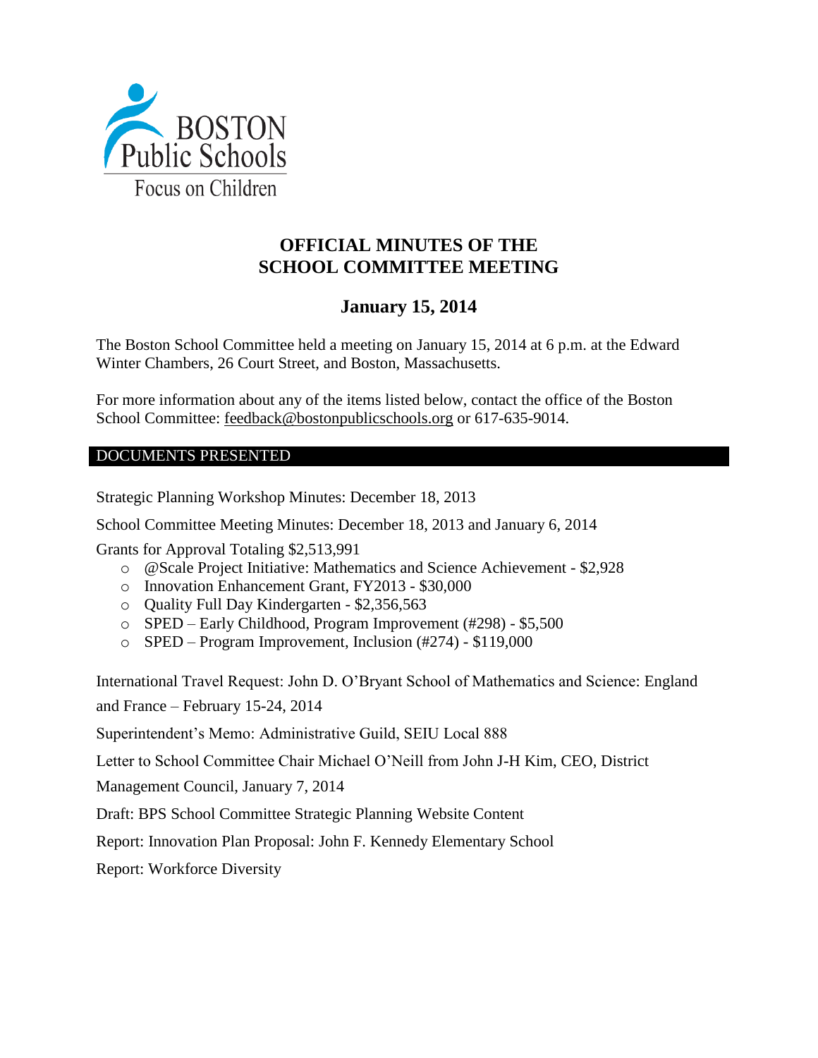BOSTON Public Schools

Focus on Children

# OFFICIAL MINUTES OF THE SCHOOL COMMITTEE MEETING

## January 15, 2014

The Boston School Committee held a meeting on January 15, 2014 at 6 p.m. at the Edward Winter Chambers, 26 Court Street, and Boston, Massachusetts.

For more information about any of the items listed below, contact the office of the Boston School Committee: feedback@bostonpublicschools.org or 617-635-9014.

## DOCUMENTS PRESENTED

Strategic Planning Workshop Minutes: December 18, 2013

School Committee Meeting Minutes: December 18, 2013 and January 6, 2014

Grants for Approval Totaling $2,513,991

- @Scale Project Initiative: Mathematics and Science Achievement - $2,928
- Innovation Enhancement Grant, FY2013 - $30,000
- Quality Full Day Kindergarten - $2,356,563
- SPED – Early Childhood, Program Improvement (#298) - $5,500
- SPED – Program Improvement, Inclusion (#274) - $119,000

International Travel Request: John D. O'Bryant School of Mathematics and Science: England and France – February 15-24, 2014

Superintendent's Memo: Administrative Guild, SEIU Local 888

Letter to School Committee Chair Michael O'Neill from John J-H Kim, CEO, District Management Council, January 7, 2014

Draft: BPS School Committee Strategic Planning Website Content

Report: Innovation Plan Proposal: John F. Kennedy Elementary School

Report: Workforce Diversity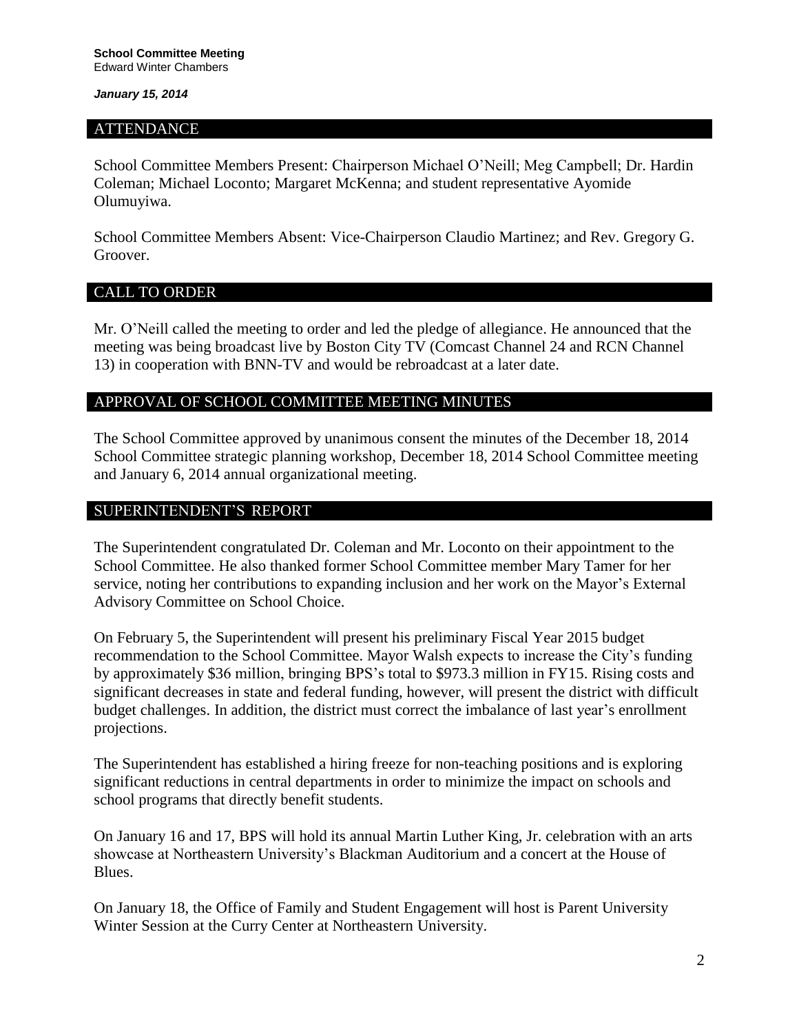**School Committee Meeting**
Edward Winter Chambers

***January 15, 2014***

## ATTENDANCE

School Committee Members Present: Chairperson Michael O'Neill; Meg Campbell; Dr. Hardin Coleman; Michael Loconto; Margaret McKenna; and student representative Ayomide Olumuyiwa.

School Committee Members Absent: Vice-Chairperson Claudio Martinez; and Rev. Gregory G. Groover.

## CALL TO ORDER

Mr. O'Neill called the meeting to order and led the pledge of allegiance. He announced that the meeting was being broadcast live by Boston City TV (Comcast Channel 24 and RCN Channel 13) in cooperation with BNN-TV and would be rebroadcast at a later date.

## APPROVAL OF SCHOOL COMMITTEE MEETING MINUTES

The School Committee approved by unanimous consent the minutes of the December 18, 2014 School Committee strategic planning workshop, December 18, 2014 School Committee meeting and January 6, 2014 annual organizational meeting.

## SUPERINTENDENT'S REPORT

The Superintendent congratulated Dr. Coleman and Mr. Loconto on their appointment to the School Committee. He also thanked former School Committee member Mary Tamer for her service, noting her contributions to expanding inclusion and her work on the Mayor's External Advisory Committee on School Choice.

On February 5, the Superintendent will present his preliminary Fiscal Year 2015 budget recommendation to the School Committee. Mayor Walsh expects to increase the City's funding by approximately $36 million, bringing BPS's total to $973.3 million in FY15. Rising costs and significant decreases in state and federal funding, however, will present the district with difficult budget challenges. In addition, the district must correct the imbalance of last year's enrollment projections.

The Superintendent has established a hiring freeze for non-teaching positions and is exploring significant reductions in central departments in order to minimize the impact on schools and school programs that directly benefit students.

On January 16 and 17, BPS will hold its annual Martin Luther King, Jr. celebration with an arts showcase at Northeastern University's Blackman Auditorium and a concert at the House of Blues.

On January 18, the Office of Family and Student Engagement will host is Parent University Winter Session at the Curry Center at Northeastern University.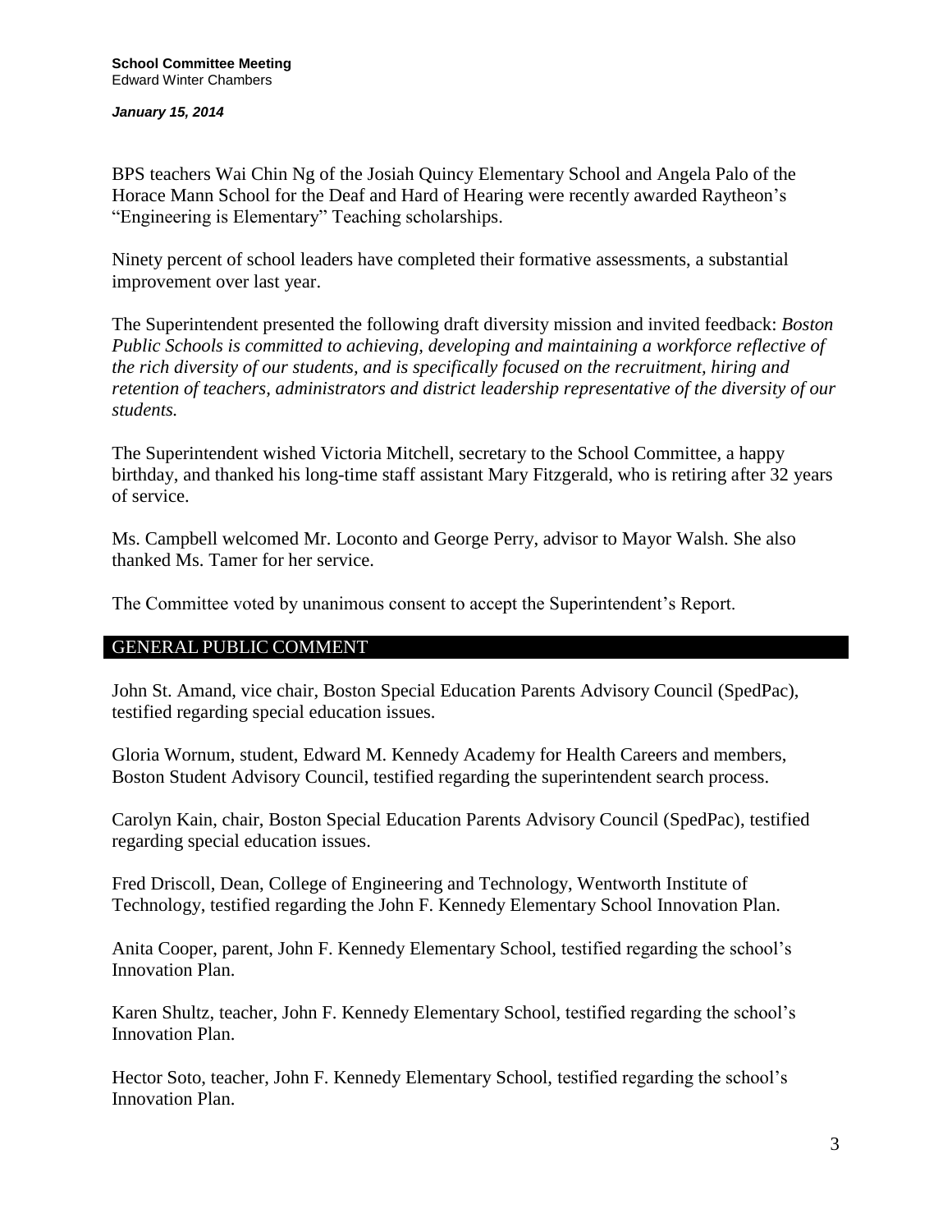BPS teachers Wai Chin Ng of the Josiah Quincy Elementary School and Angela Palo of the Horace Mann School for the Deaf and Hard of Hearing were recently awarded Raytheon's "Engineering is Elementary" Teaching scholarships.

Ninety percent of school leaders have completed their formative assessments, a substantial improvement over last year.

The Superintendent presented the following draft diversity mission and invited feedback: *Boston Public Schools is committed to achieving, developing and maintaining a workforce reflective of the rich diversity of our students, and is specifically focused on the recruitment, hiring and retention of teachers, administrators and district leadership representative of the diversity of our students.*

The Superintendent wished Victoria Mitchell, secretary to the School Committee, a happy birthday, and thanked his long-time staff assistant Mary Fitzgerald, who is retiring after 32 years of service.

Ms. Campbell welcomed Mr. Loconto and George Perry, advisor to Mayor Walsh. She also thanked Ms. Tamer for her service.

The Committee voted by unanimous consent to accept the Superintendent's Report.

## GENERAL PUBLIC COMMENT

John St. Amand, vice chair, Boston Special Education Parents Advisory Council (SpedPac), testified regarding special education issues.

Gloria Wornum, student, Edward M. Kennedy Academy for Health Careers and members, Boston Student Advisory Council, testified regarding the superintendent search process.

Carolyn Kain, chair, Boston Special Education Parents Advisory Council (SpedPac), testified regarding special education issues.

Fred Driscoll, Dean, College of Engineering and Technology, Wentworth Institute of Technology, testified regarding the John F. Kennedy Elementary School Innovation Plan.

Anita Cooper, parent, John F. Kennedy Elementary School, testified regarding the school's Innovation Plan.

Karen Shultz, teacher, John F. Kennedy Elementary School, testified regarding the school's Innovation Plan.

Hector Soto, teacher, John F. Kennedy Elementary School, testified regarding the school's Innovation Plan.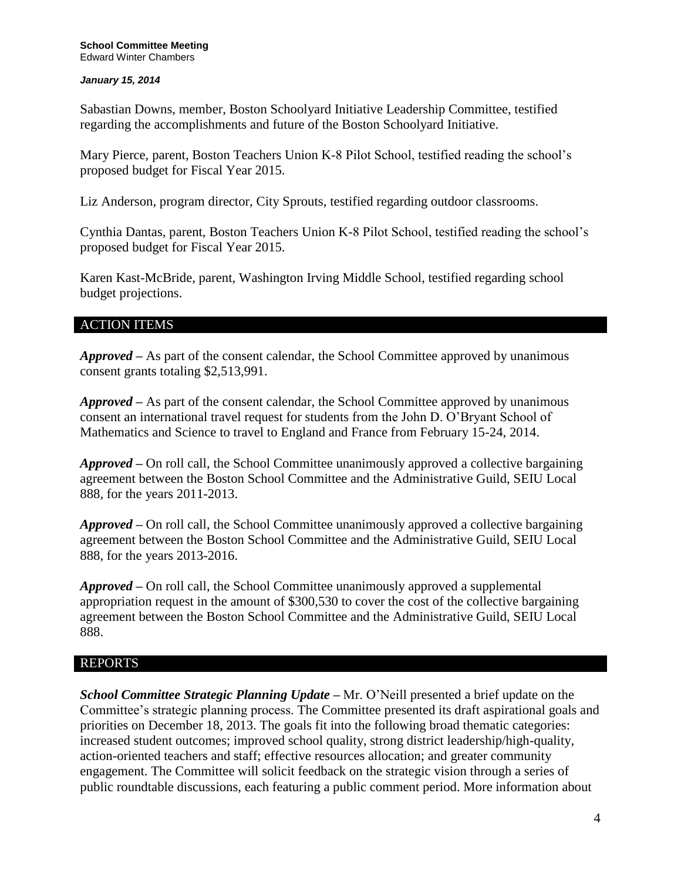Sabastian Downs, member, Boston Schoolyard Initiative Leadership Committee, testified regarding the accomplishments and future of the Boston Schoolyard Initiative.

Mary Pierce, parent, Boston Teachers Union K-8 Pilot School, testified reading the school's proposed budget for Fiscal Year 2015.

Liz Anderson, program director, City Sprouts, testified regarding outdoor classrooms.

Cynthia Dantas, parent, Boston Teachers Union K-8 Pilot School, testified reading the school's proposed budget for Fiscal Year 2015.

Karen Kast-McBride, parent, Washington Irving Middle School, testified regarding school budget projections.

## ACTION ITEMS

***Approved*** – As part of the consent calendar, the School Committee approved by unanimous consent grants totaling $2,513,991.

***Approved*** – As part of the consent calendar, the School Committee approved by unanimous consent an international travel request for students from the John D. O'Bryant School of Mathematics and Science to travel to England and France from February 15-24, 2014.

***Approved*** – On roll call, the School Committee unanimously approved a collective bargaining agreement between the Boston School Committee and the Administrative Guild, SEIU Local 888, for the years 2011-2013.

***Approved*** – On roll call, the School Committee unanimously approved a collective bargaining agreement between the Boston School Committee and the Administrative Guild, SEIU Local 888, for the years 2013-2016.

***Approved*** – On roll call, the School Committee unanimously approved a supplemental appropriation request in the amount of $300,530 to cover the cost of the collective bargaining agreement between the Boston School Committee and the Administrative Guild, SEIU Local 888.

## REPORTS

***School Committee Strategic Planning Update*** – Mr. O'Neill presented a brief update on the Committee's strategic planning process. The Committee presented its draft aspirational goals and priorities on December 18, 2013. The goals fit into the following broad thematic categories: increased student outcomes; improved school quality, strong district leadership/high-quality, action-oriented teachers and staff; effective resources allocation; and greater community engagement. The Committee will solicit feedback on the strategic vision through a series of public roundtable discussions, each featuring a public comment period. More information about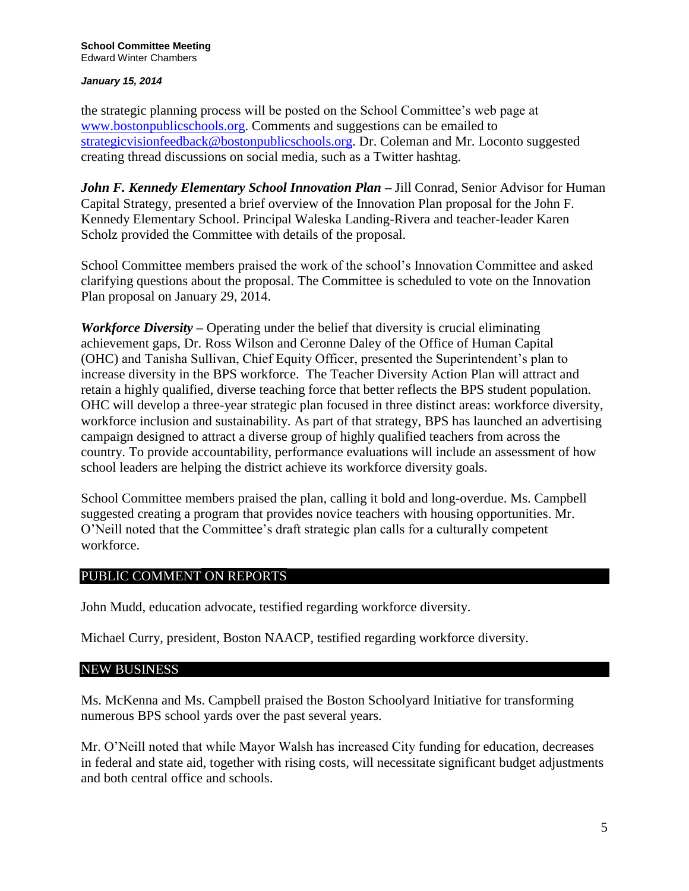the strategic planning process will be posted on the School Committee's web page at www.bostonpublicschools.org. Comments and suggestions can be emailed to strategicvisionfeedback@bostonpublicschools.org. Dr. Coleman and Mr. Loconto suggested creating thread discussions on social media, such as a Twitter hashtag.

***John F. Kennedy Elementary School Innovation Plan*** – Jill Conrad, Senior Advisor for Human Capital Strategy, presented a brief overview of the Innovation Plan proposal for the John F. Kennedy Elementary School. Principal Waleska Landing-Rivera and teacher-leader Karen Scholz provided the Committee with details of the proposal.

School Committee members praised the work of the school's Innovation Committee and asked clarifying questions about the proposal. The Committee is scheduled to vote on the Innovation Plan proposal on January 29, 2014.

***Workforce Diversity*** – Operating under the belief that diversity is crucial eliminating achievement gaps, Dr. Ross Wilson and Ceronne Daley of the Office of Human Capital (OHC) and Tanisha Sullivan, Chief Equity Officer, presented the Superintendent's plan to increase diversity in the BPS workforce. The Teacher Diversity Action Plan will attract and retain a highly qualified, diverse teaching force that better reflects the BPS student population. OHC will develop a three-year strategic plan focused in three distinct areas: workforce diversity, workforce inclusion and sustainability. As part of that strategy, BPS has launched an advertising campaign designed to attract a diverse group of highly qualified teachers from across the country. To provide accountability, performance evaluations will include an assessment of how school leaders are helping the district achieve its workforce diversity goals.

School Committee members praised the plan, calling it bold and long-overdue. Ms. Campbell suggested creating a program that provides novice teachers with housing opportunities. Mr. O'Neill noted that the Committee's draft strategic plan calls for a culturally competent workforce.

## PUBLIC COMMENT ON REPORTS

John Mudd, education advocate, testified regarding workforce diversity.

Michael Curry, president, Boston NAACP, testified regarding workforce diversity.

## NEW BUSINESS

Ms. McKenna and Ms. Campbell praised the Boston Schoolyard Initiative for transforming numerous BPS school yards over the past several years.

Mr. O'Neill noted that while Mayor Walsh has increased City funding for education, decreases in federal and state aid, together with rising costs, will necessitate significant budget adjustments and both central office and schools.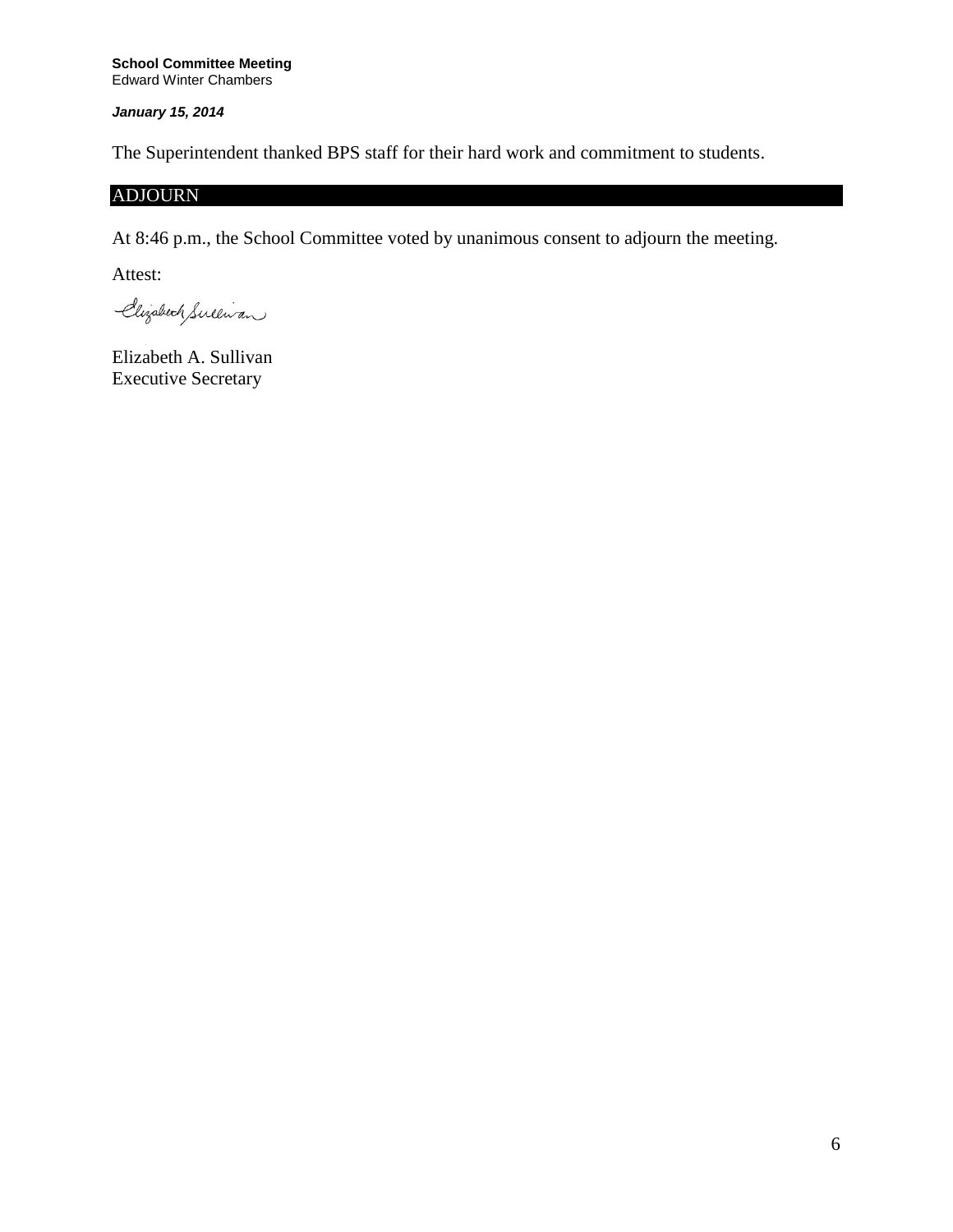The Superintendent thanked BPS staff for their hard work and commitment to students.

## ADJOURN

At 8:46 p.m., the School Committee voted by unanimous consent to adjourn the meeting.

Attest:

Elizabeth A. Sullivan
Executive Secretary